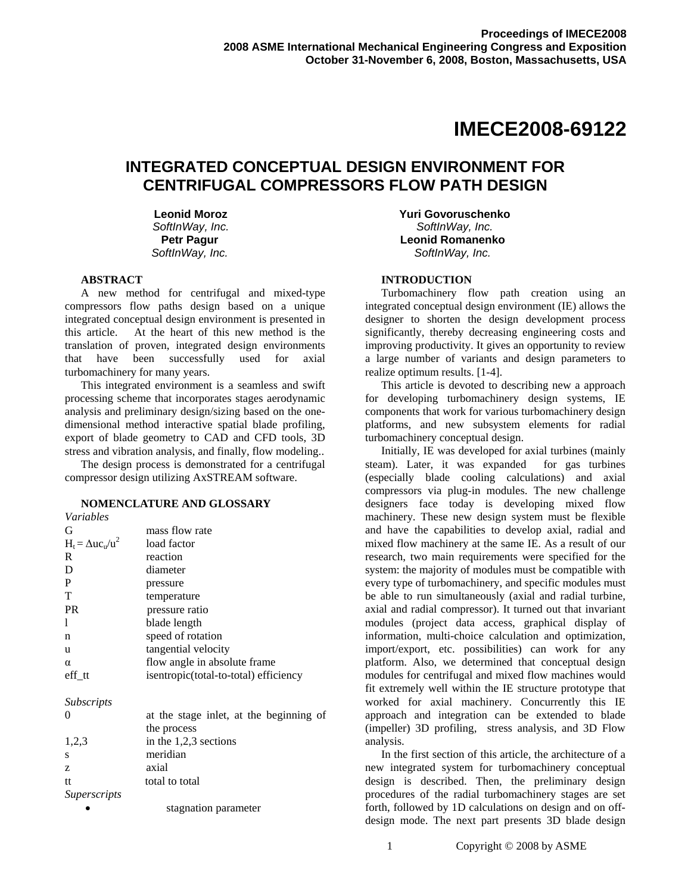Proceedings of IMECE2008
2008 ASME International Mechanical Engineering Congress and Exposition
October 31-November 6, 2008, Boston, Massachusetts, USA

# IMECE2008-69122

# INTEGRATED CONCEPTUAL DESIGN ENVIRONMENT FOR CENTRIFUGAL COMPRESSORS FLOW PATH DESIGN

**Leonid Moroz**
*SoftInWay, Inc.*
**Petr Pagur**
*SoftInWay, Inc.*

**Yuri Govoruschenko**
*SoftInWay, Inc.*
**Leonid Romanenko**
*SoftInWay, Inc.*

## ABSTRACT

A new method for centrifugal and mixed-type compressors flow paths design based on a unique integrated conceptual design environment is presented in this article. At the heart of this new method is the translation of proven, integrated design environments that have been successfully used for axial turbomachinery for many years.

This integrated environment is a seamless and swift processing scheme that incorporates stages aerodynamic analysis and preliminary design/sizing based on the one-dimensional method interactive spatial blade profiling, export of blade geometry to CAD and CFD tools, 3D stress and vibration analysis, and finally, flow modeling..

The design process is demonstrated for a centrifugal compressor design utilizing AxSTREAM software.

## NOMENCLATURE AND GLOSSARY

*Variables*

| | |
|---|---|
| G | mass flow rate |
| $H_t = \Delta uc_u/u^2$ | load factor |
| R | reaction |
| D | diameter |
| P | pressure |
| T | temperature |
| PR | pressure ratio |
| l | blade length |
| n | speed of rotation |
| u | tangential velocity |
| α | flow angle in absolute frame |
| eff_tt | isentropic(total-to-total) efficiency |

*Subscripts*

| | |
|---|---|
| 0 | at the stage inlet, at the beginning of the process |
| 1,2,3 | in the 1,2,3 sections |
| s | meridian |
| z | axial |
| tt | total to total |

*Superscripts*

| | |
|---|---|
| • | stagnation parameter |

## INTRODUCTION

Turbomachinery flow path creation using an integrated conceptual design environment (IE) allows the designer to shorten the design development process significantly, thereby decreasing engineering costs and improving productivity. It gives an opportunity to review a large number of variants and design parameters to realize optimum results. [1-4].

This article is devoted to describing new a approach for developing turbomachinery design systems, IE components that work for various turbomachinery design platforms, and new subsystem elements for radial turbomachinery conceptual design.

Initially, IE was developed for axial turbines (mainly steam). Later, it was expanded for gas turbines (especially blade cooling calculations) and axial compressors via plug-in modules. The new challenge designers face today is developing mixed flow machinery. These new design system must be flexible and have the capabilities to develop axial, radial and mixed flow machinery at the same IE. As a result of our research, two main requirements were specified for the system: the majority of modules must be compatible with every type of turbomachinery, and specific modules must be able to run simultaneously (axial and radial turbine, axial and radial compressor). It turned out that invariant modules (project data access, graphical display of information, multi-choice calculation and optimization, import/export, etc. possibilities) can work for any platform. Also, we determined that conceptual design modules for centrifugal and mixed flow machines would fit extremely well within the IE structure prototype that worked for axial machinery. Concurrently this IE approach and integration can be extended to blade (impeller) 3D profiling, stress analysis, and 3D Flow analysis.

In the first section of this article, the architecture of a new integrated system for turbomachinery conceptual design is described. Then, the preliminary design procedures of the radial turbomachinery stages are set forth, followed by 1D calculations on design and on off-design mode. The next part presents 3D blade design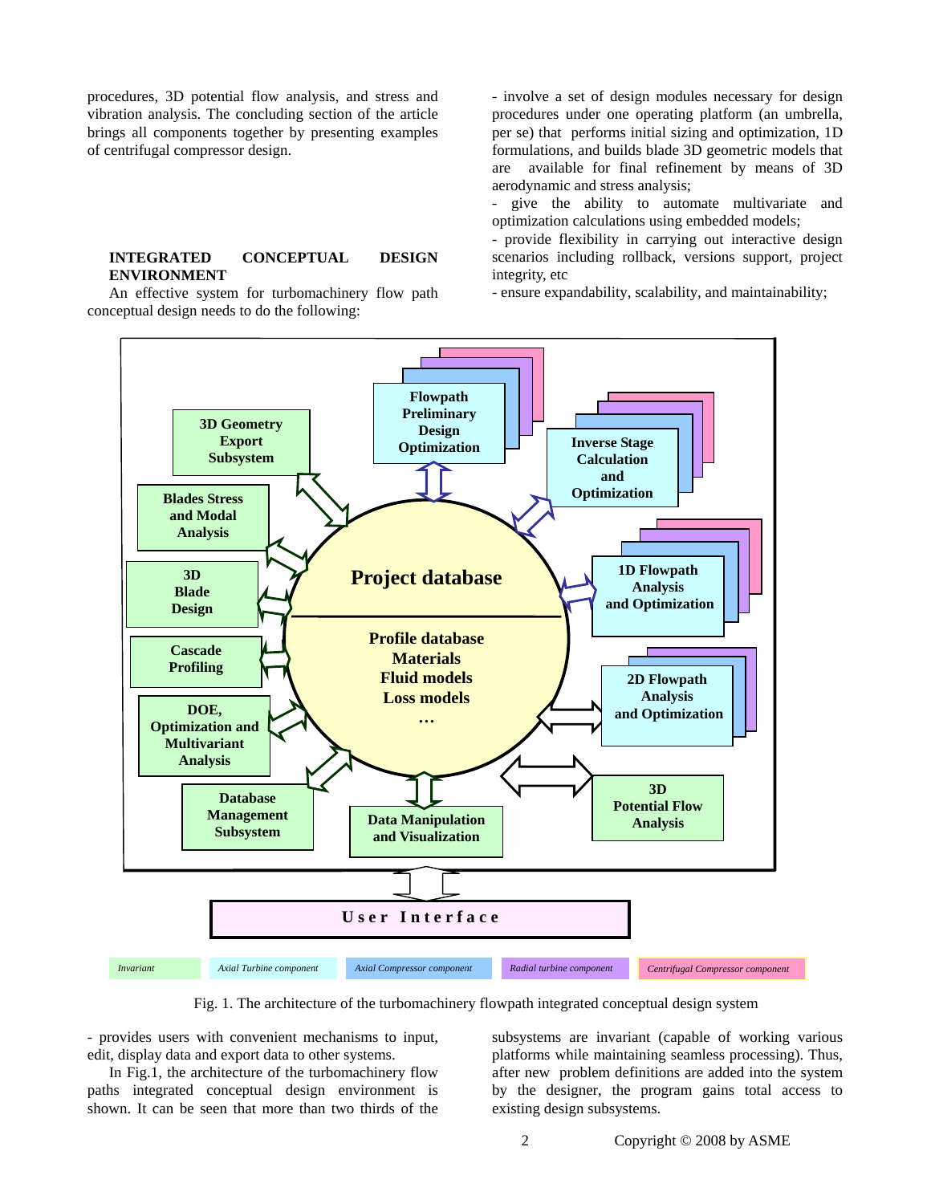procedures, 3D potential flow analysis, and stress and vibration analysis. The concluding section of the article brings all components together by presenting examples of centrifugal compressor design.

## INTEGRATED CONCEPTUAL DESIGN ENVIRONMENT

An effective system for turbomachinery flow path conceptual design needs to do the following:

- involve a set of design modules necessary for design procedures under one operating platform (an umbrella, per se) that performs initial sizing and optimization, 1D formulations, and builds blade 3D geometric models that are available for final refinement by means of 3D aerodynamic and stress analysis;
- give the ability to automate multivariate and optimization calculations using embedded models;
- provide flexibility in carrying out interactive design scenarios including rollback, versions support, project integrity, etc
- ensure expandability, scalability, and maintainability;

Fig. 1. The architecture of the turbomachinery flowpath integrated conceptual design system

- provides users with convenient mechanisms to input, edit, display data and export data to other systems.

In Fig.1, the architecture of the turbomachinery flow paths integrated conceptual design environment is shown. It can be seen that more than two thirds of the subsystems are invariant (capable of working various platforms while maintaining seamless processing). Thus, after new problem definitions are added into the system by the designer, the program gains total access to existing design subsystems.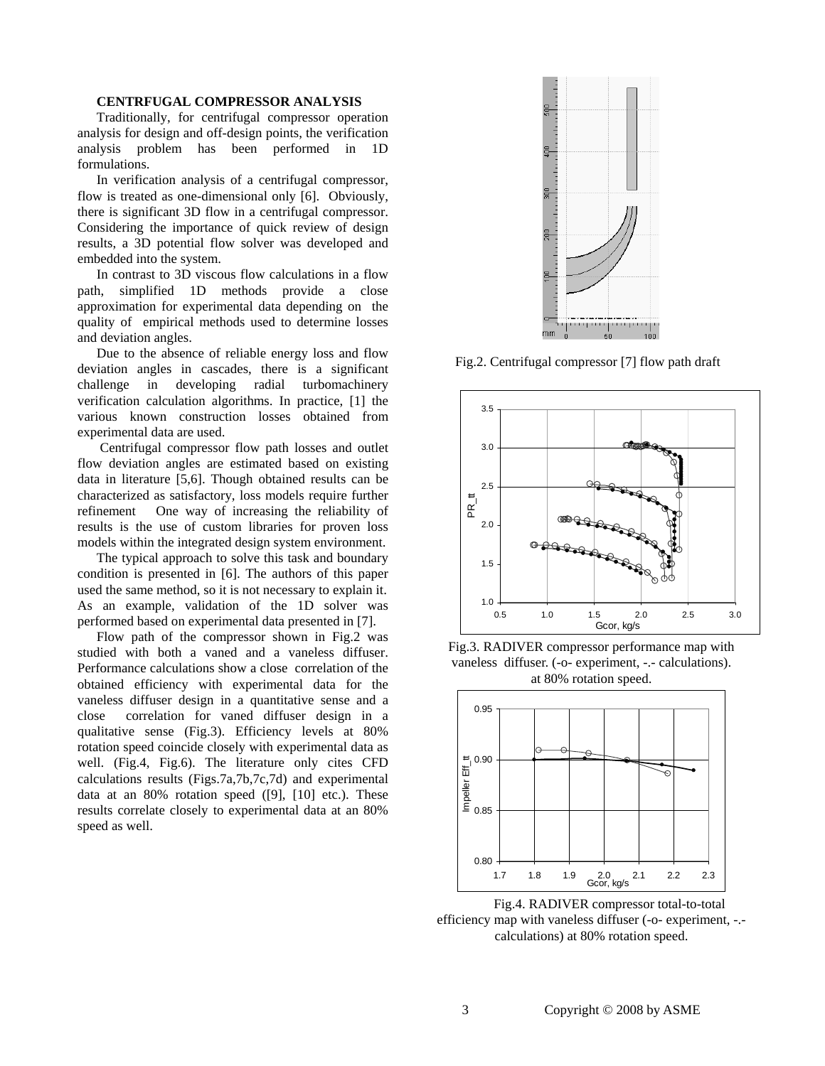## CENTRFUGAL COMPRESSOR ANALYSIS

Traditionally, for centrifugal compressor operation analysis for design and off-design points, the verification analysis problem has been performed in 1D formulations.

In verification analysis of a centrifugal compressor, flow is treated as one-dimensional only [6]. Obviously, there is significant 3D flow in a centrifugal compressor. Considering the importance of quick review of design results, a 3D potential flow solver was developed and embedded into the system.

In contrast to 3D viscous flow calculations in a flow path, simplified 1D methods provide a close approximation for experimental data depending on the quality of empirical methods used to determine losses and deviation angles.

Due to the absence of reliable energy loss and flow deviation angles in cascades, there is a significant challenge in developing radial turbomachinery verification calculation algorithms. In practice, [1] the various known construction losses obtained from experimental data are used.

Centrifugal compressor flow path losses and outlet flow deviation angles are estimated based on existing data in literature [5,6]. Though obtained results can be characterized as satisfactory, loss models require further refinement One way of increasing the reliability of results is the use of custom libraries for proven loss models within the integrated design system environment.

The typical approach to solve this task and boundary condition is presented in [6]. The authors of this paper used the same method, so it is not necessary to explain it. As an example, validation of the 1D solver was performed based on experimental data presented in [7].

Flow path of the compressor shown in Fig.2 was studied with both a vaned and a vaneless diffuser. Performance calculations show a close correlation of the obtained efficiency with experimental data for the vaneless diffuser design in a quantitative sense and a close correlation for vaned diffuser design in a qualitative sense (Fig.3). Efficiency levels at 80% rotation speed coincide closely with experimental data as well. (Fig.4, Fig.6). The literature only cites CFD calculations results (Figs.7a,7b,7c,7d) and experimental data at an 80% rotation speed ([9], [10] etc.). These results correlate closely to experimental data at an 80% speed as well.

Fig.2. Centrifugal compressor [7] flow path draft

Fig.3. RADIVER compressor performance map with vaneless diffuser. (-o- experiment, -.- calculations). at 80% rotation speed.

Fig.4. RADIVER compressor total-to-total efficiency map with vaneless diffuser (-o- experiment, -.- calculations) at 80% rotation speed.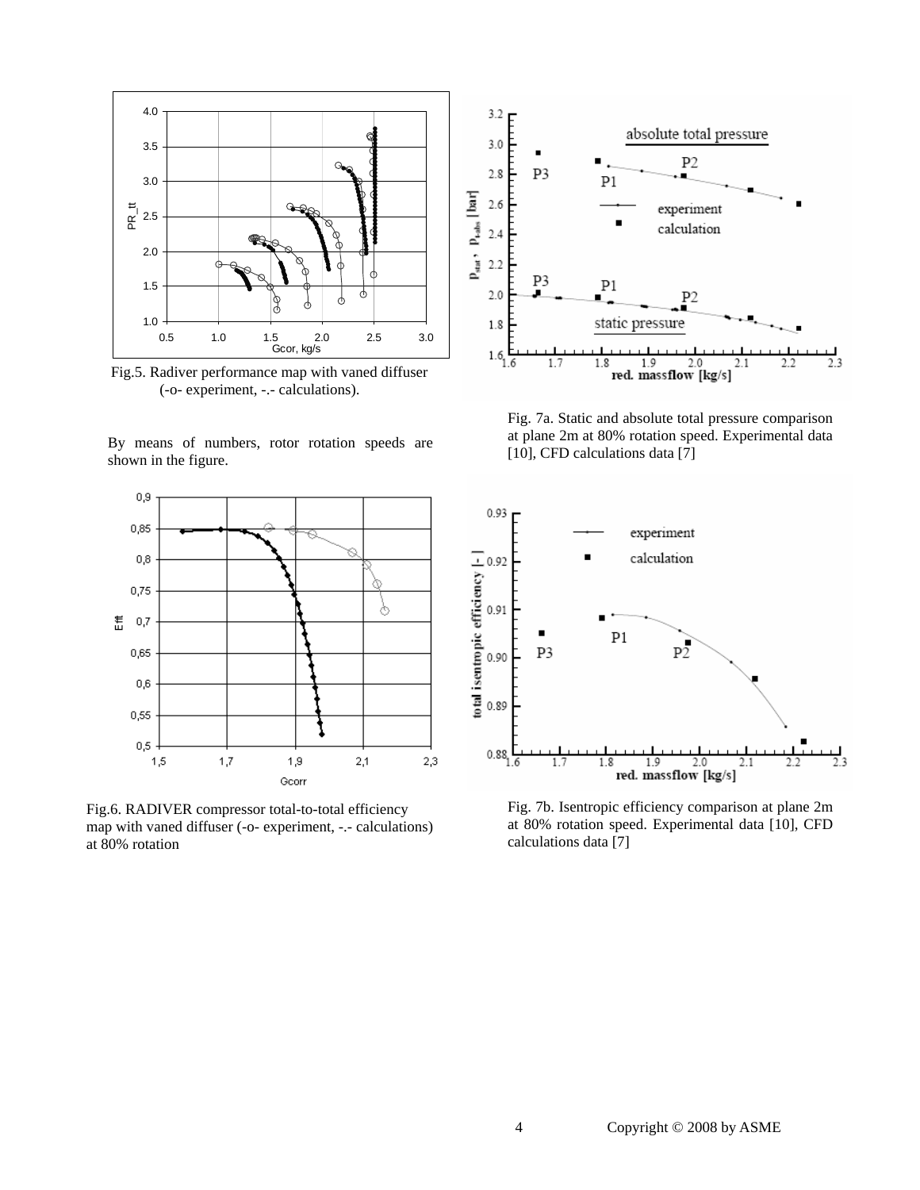Fig.5. Radiver performance map with vaned diffuser (-o- experiment, -.- calculations).

By means of numbers, rotor rotation speeds are shown in the figure.

Fig.6. RADIVER compressor total-to-total efficiency map with vaned diffuser (-o- experiment, -.- calculations) at 80% rotation

Fig. 7a. Static and absolute total pressure comparison at plane 2m at 80% rotation speed. Experimental data [10], CFD calculations data [7]

Fig. 7b. Isentropic efficiency comparison at plane 2m at 80% rotation speed. Experimental data [10], CFD calculations data [7]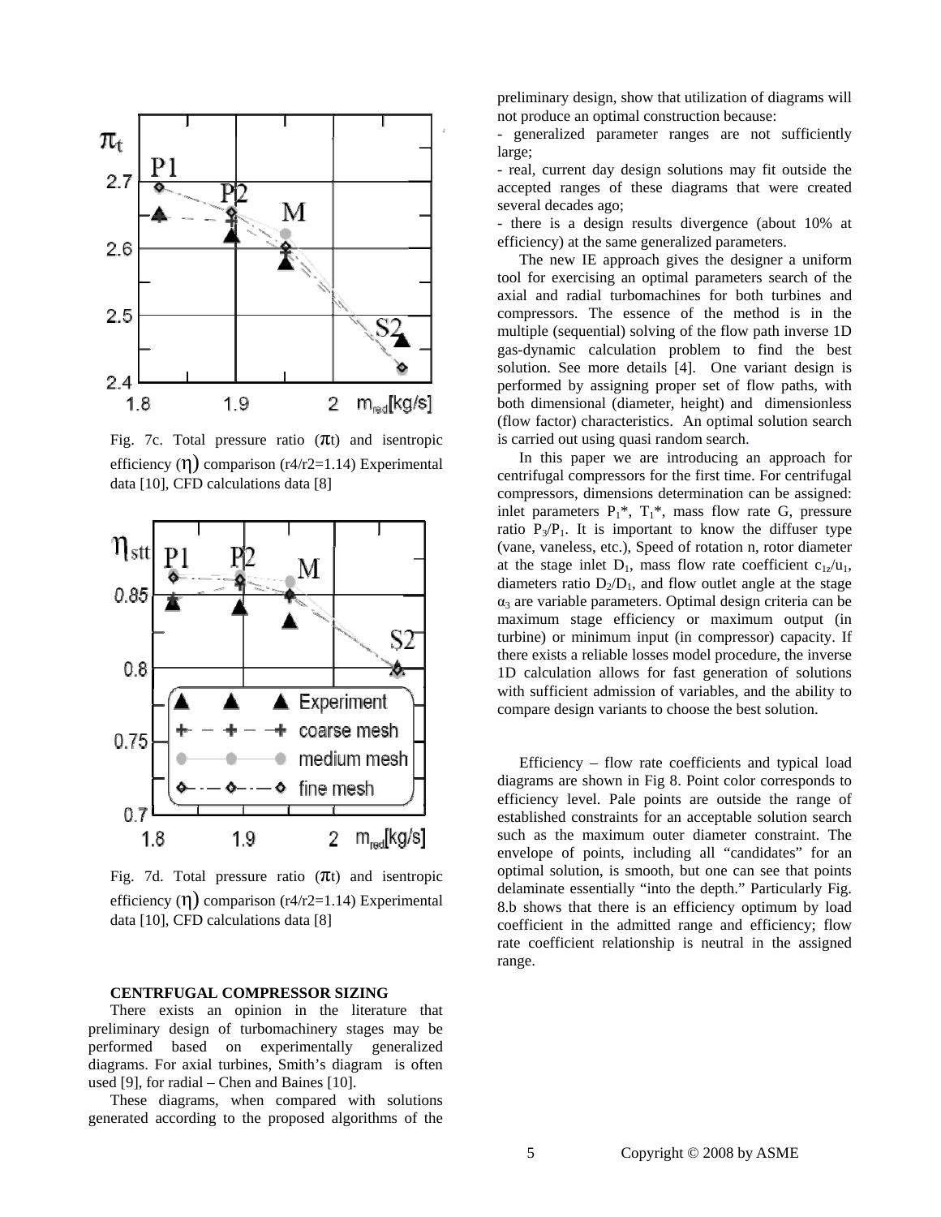Fig. 7c. Total pressure ratio ($\pi$t) and isentropic efficiency ($\eta$) comparison (r4/r2=1.14) Experimental data [10], CFD calculations data [8]

Fig. 7d. Total pressure ratio ($\pi$t) and isentropic efficiency ($\eta$) comparison (r4/r2=1.14) Experimental data [10], CFD calculations data [8]

**CENTRFUGAL COMPRESSOR SIZING**

There exists an opinion in the literature that preliminary design of turbomachinery stages may be performed based on experimentally generalized diagrams. For axial turbines, Smith's diagram is often used [9], for radial – Chen and Baines [10].

These diagrams, when compared with solutions generated according to the proposed algorithms of the preliminary design, show that utilization of diagrams will not produce an optimal construction because:

- generalized parameter ranges are not sufficiently large;
- real, current day design solutions may fit outside the accepted ranges of these diagrams that were created several decades ago;
- there is a design results divergence (about 10% at efficiency) at the same generalized parameters.

The new IE approach gives the designer a uniform tool for exercising an optimal parameters search of the axial and radial turbomachines for both turbines and compressors. The essence of the method is in the multiple (sequential) solving of the flow path inverse 1D gas-dynamic calculation problem to find the best solution. See more details [4]. One variant design is performed by assigning proper set of flow paths, with both dimensional (diameter, height) and dimensionless (flow factor) characteristics. An optimal solution search is carried out using quasi random search.

In this paper we are introducing an approach for centrifugal compressors for the first time. For centrifugal compressors, dimensions determination can be assigned: inlet parameters $P_1$*, $T_1$*, mass flow rate G, pressure ratio $P_3/P_1$. It is important to know the diffuser type (vane, vaneless, etc.), Speed of rotation n, rotor diameter at the stage inlet $D_1$, mass flow rate coefficient $c_{1z}/u_1$, diameters ratio $D_2/D_1$, and flow outlet angle at the stage $\alpha_3$ are variable parameters. Optimal design criteria can be maximum stage efficiency or maximum output (in turbine) or minimum input (in compressor) capacity. If there exists a reliable losses model procedure, the inverse 1D calculation allows for fast generation of solutions with sufficient admission of variables, and the ability to compare design variants to choose the best solution.

Efficiency – flow rate coefficients and typical load diagrams are shown in Fig 8. Point color corresponds to efficiency level. Pale points are outside the range of established constraints for an acceptable solution search such as the maximum outer diameter constraint. The envelope of points, including all "candidates" for an optimal solution, is smooth, but one can see that points delaminate essentially "into the depth." Particularly Fig. 8.b shows that there is an efficiency optimum by load coefficient in the admitted range and efficiency; flow rate coefficient relationship is neutral in the assigned range.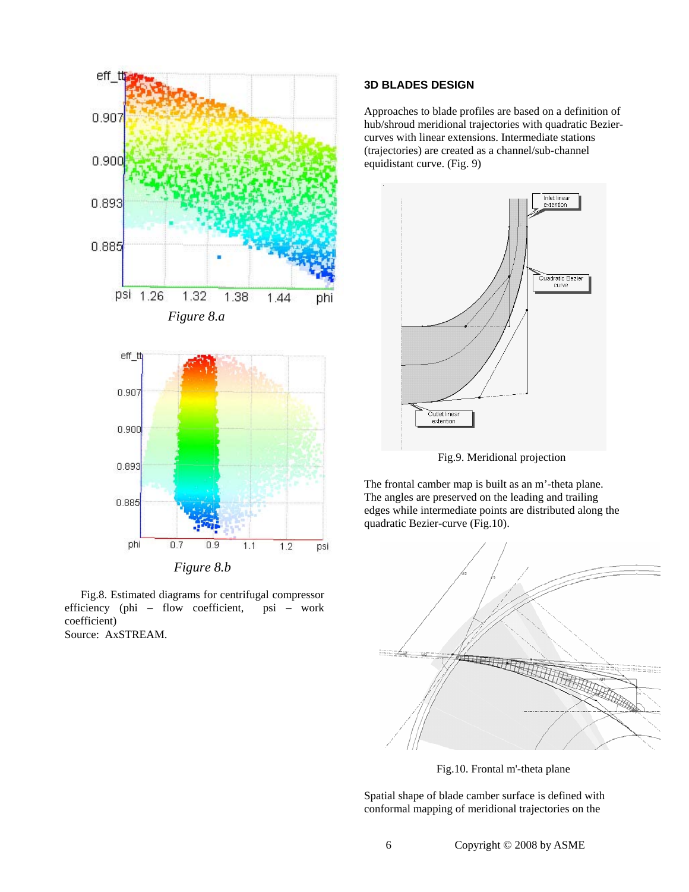*Figure 8.a*

*Figure 8.b*

Fig.8. Estimated diagrams for centrifugal compressor efficiency (phi – flow coefficient, psi – work coefficient)
Source: AxSTREAM.

### 3D BLADES DESIGN

Approaches to blade profiles are based on a definition of hub/shroud meridional trajectories with quadratic Bezier-curves with linear extensions. Intermediate stations (trajectories) are created as a channel/sub-channel equidistant curve. (Fig. 9)

Fig.9. Meridional projection

The frontal camber map is built as an m'-theta plane. The angles are preserved on the leading and trailing edges while intermediate points are distributed along the quadratic Bezier-curve (Fig.10).

Fig.10. Frontal m'-theta plane

Spatial shape of blade camber surface is defined with conformal mapping of meridional trajectories on the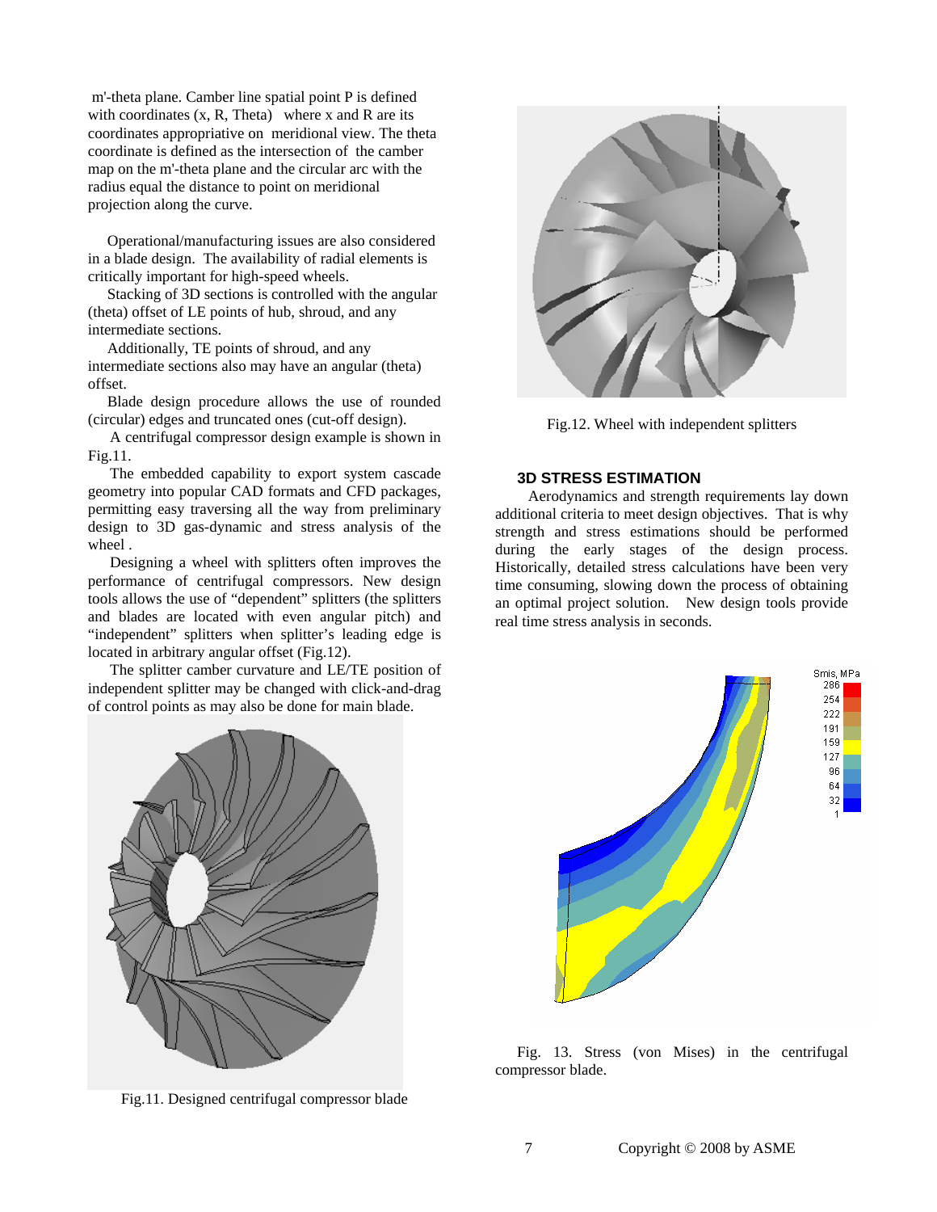m'-theta plane. Camber line spatial point P is defined with coordinates (x, R, Theta) where x and R are its coordinates appropriative on meridional view. The theta coordinate is defined as the intersection of the camber map on the m'-theta plane and the circular arc with the radius equal the distance to point on meridional projection along the curve.

Operational/manufacturing issues are also considered in a blade design. The availability of radial elements is critically important for high-speed wheels.

Stacking of 3D sections is controlled with the angular (theta) offset of LE points of hub, shroud, and any intermediate sections.

Additionally, TE points of shroud, and any intermediate sections also may have an angular (theta) offset.

Blade design procedure allows the use of rounded (circular) edges and truncated ones (cut-off design).

A centrifugal compressor design example is shown in Fig.11.

The embedded capability to export system cascade geometry into popular CAD formats and CFD packages, permitting easy traversing all the way from preliminary design to 3D gas-dynamic and stress analysis of the wheel .

Designing a wheel with splitters often improves the performance of centrifugal compressors. New design tools allows the use of "dependent" splitters (the splitters and blades are located with even angular pitch) and "independent" splitters when splitter's leading edge is located in arbitrary angular offset (Fig.12).

The splitter camber curvature and LE/TE position of independent splitter may be changed with click-and-drag of control points as may also be done for main blade.

Fig.11. Designed centrifugal compressor blade

Fig.12. Wheel with independent splitters

### 3D STRESS ESTIMATION

Aerodynamics and strength requirements lay down additional criteria to meet design objectives. That is why strength and stress estimations should be performed during the early stages of the design process. Historically, detailed stress calculations have been very time consuming, slowing down the process of obtaining an optimal project solution. New design tools provide real time stress analysis in seconds.

Fig. 13. Stress (von Mises) in the centrifugal compressor blade.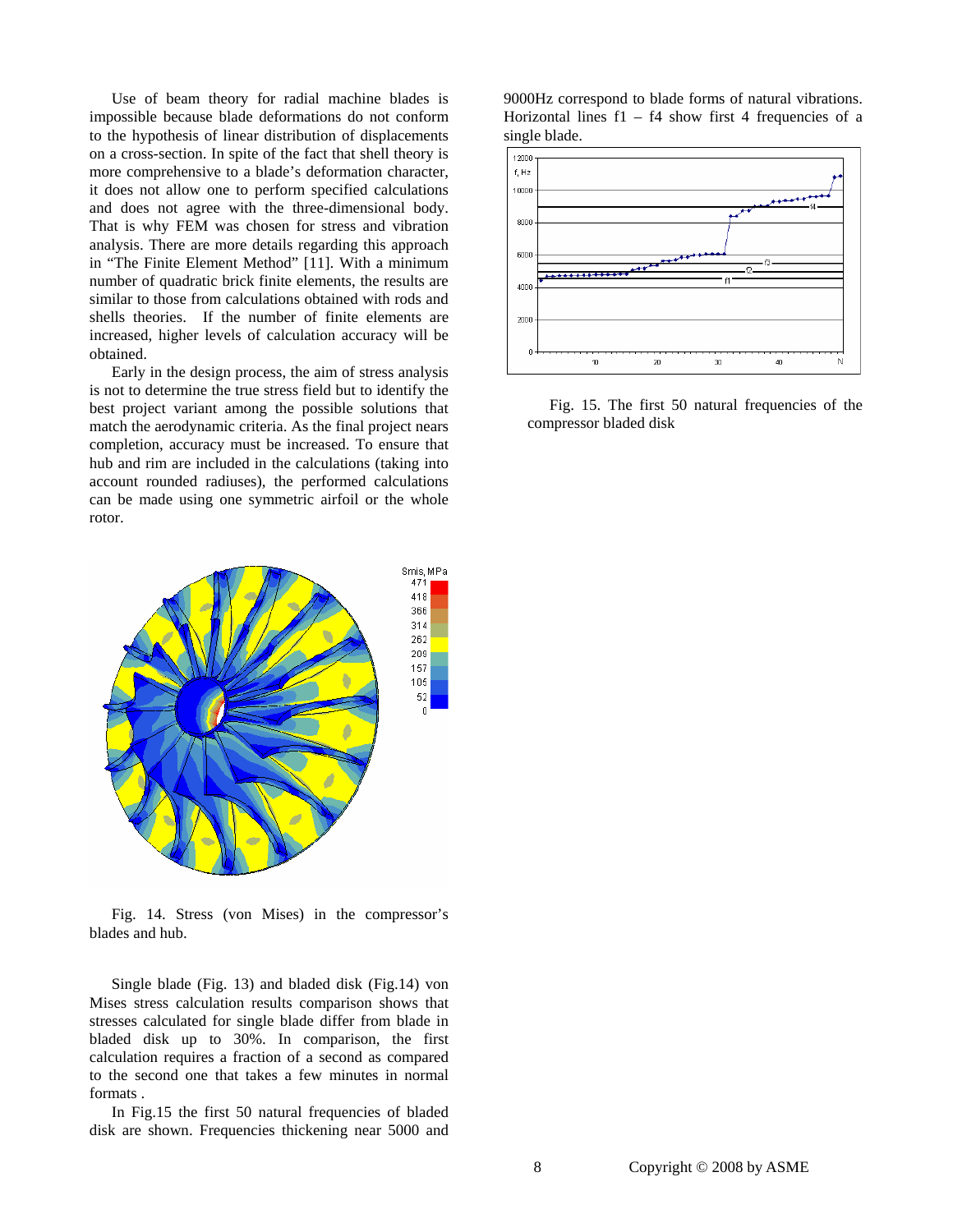Use of beam theory for radial machine blades is impossible because blade deformations do not conform to the hypothesis of linear distribution of displacements on a cross-section. In spite of the fact that shell theory is more comprehensive to a blade's deformation character, it does not allow one to perform specified calculations and does not agree with the three-dimensional body. That is why FEM was chosen for stress and vibration analysis. There are more details regarding this approach in "The Finite Element Method" [11]. With a minimum number of quadratic brick finite elements, the results are similar to those from calculations obtained with rods and shells theories. If the number of finite elements are increased, higher levels of calculation accuracy will be obtained.

Early in the design process, the aim of stress analysis is not to determine the true stress field but to identify the best project variant among the possible solutions that match the aerodynamic criteria. As the final project nears completion, accuracy must be increased. To ensure that hub and rim are included in the calculations (taking into account rounded radiuses), the performed calculations can be made using one symmetric airfoil or the whole rotor.

Fig. 14. Stress (von Mises) in the compressor's blades and hub.

Single blade (Fig. 13) and bladed disk (Fig.14) von Mises stress calculation results comparison shows that stresses calculated for single blade differ from blade in bladed disk up to 30%. In comparison, the first calculation requires a fraction of a second as compared to the second one that takes a few minutes in normal formats .

In Fig.15 the first 50 natural frequencies of bladed disk are shown. Frequencies thickening near 5000 and 9000Hz correspond to blade forms of natural vibrations. Horizontal lines f1 – f4 show first 4 frequencies of a single blade.

Fig. 15. The first 50 natural frequencies of the compressor bladed disk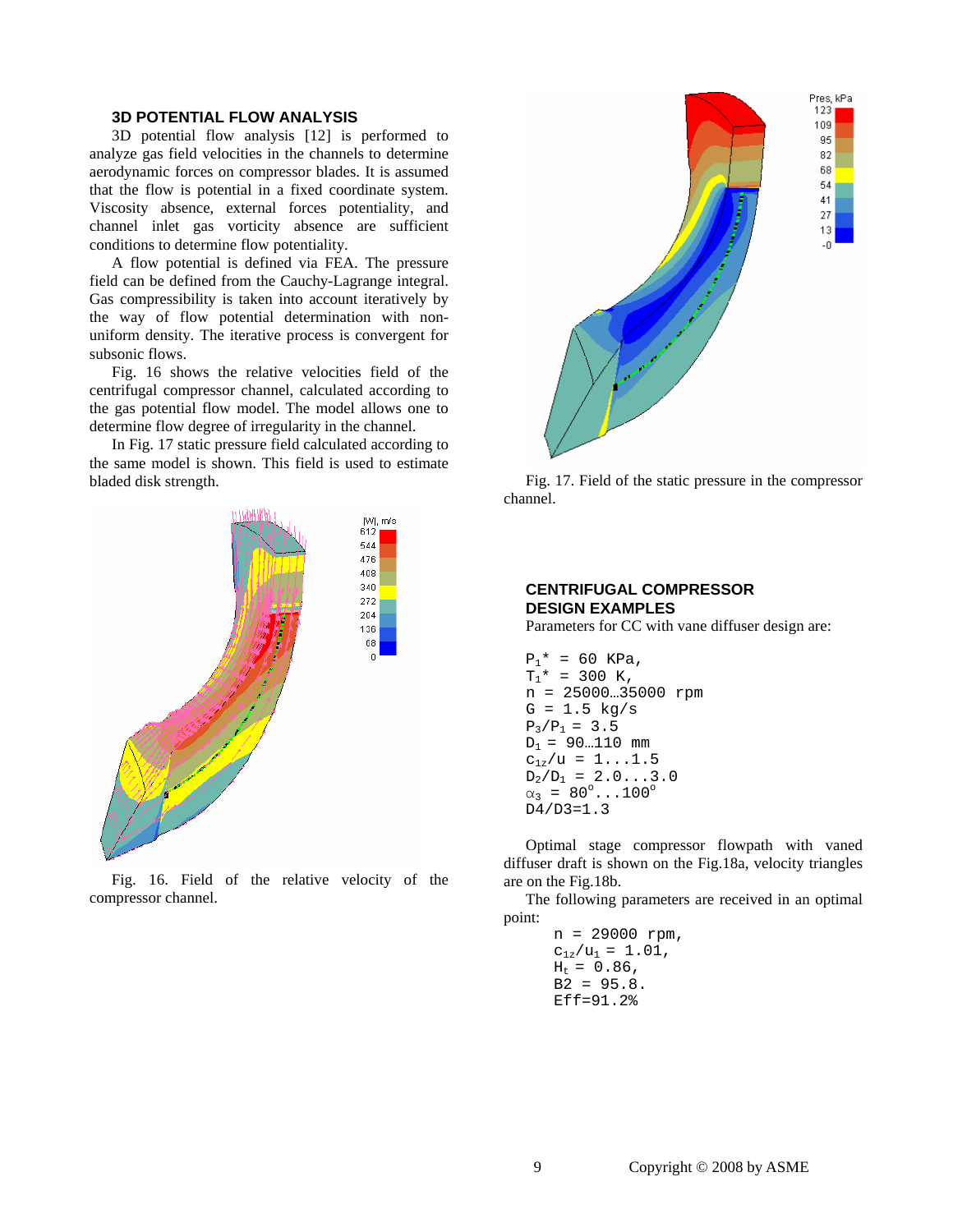### 3D POTENTIAL FLOW ANALYSIS

3D potential flow analysis [12] is performed to analyze gas field velocities in the channels to determine aerodynamic forces on compressor blades. It is assumed that the flow is potential in a fixed coordinate system. Viscosity absence, external forces potentiality, and channel inlet gas vorticity absence are sufficient conditions to determine flow potentiality.

A flow potential is defined via FEA. The pressure field can be defined from the Cauchy-Lagrange integral. Gas compressibility is taken into account iteratively by the way of flow potential determination with non-uniform density. The iterative process is convergent for subsonic flows.

Fig. 16 shows the relative velocities field of the centrifugal compressor channel, calculated according to the gas potential flow model. The model allows one to determine flow degree of irregularity in the channel.

In Fig. 17 static pressure field calculated according to the same model is shown. This field is used to estimate bladed disk strength.

Fig. 16. Field of the relative velocity of the compressor channel.

Fig. 17. Field of the static pressure in the compressor channel.

### CENTRIFUGAL COMPRESSOR DESIGN EXAMPLES

Parameters for CC with vane diffuser design are:

$P_1^* = 60$ KPa,
$T_1^* = 300$ K,
$n = 25000…35000$ rpm
$G = 1.5$ kg/s
$P_3/P_1 = 3.5$
$D_1 = 90…110$ mm
$c_{1z}/u = 1...1.5$
$D_2/D_1 = 2.0...3.0$
$\alpha_3 = 80^o...100^o$
$D4/D3=1.3$

Optimal stage compressor flowpath with vaned diffuser draft is shown on the Fig.18a, velocity triangles are on the Fig.18b.

The following parameters are received in an optimal point:

$n = 29000$ rpm,
$c_{1z}/u_1 = 1.01$,
$H_t = 0.86$,
$B2 = 95.8$.
$Eff=91.2\%$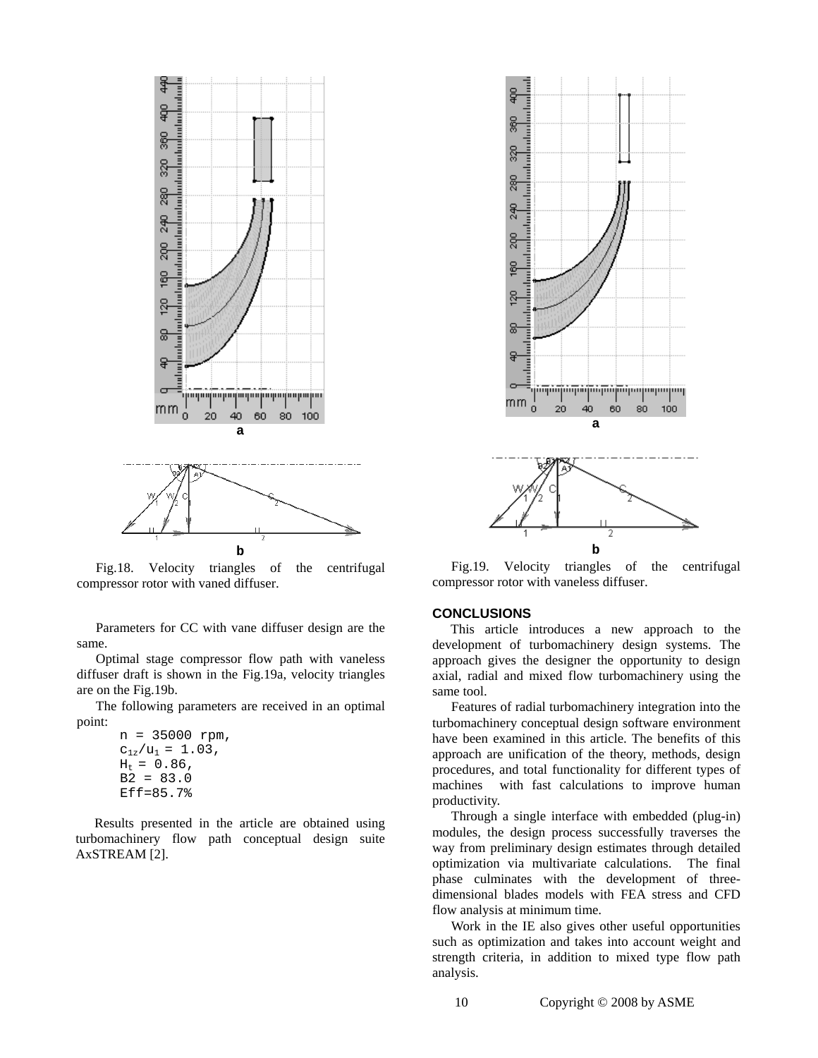Fig.18. Velocity triangles of the centrifugal compressor rotor with vaned diffuser.

Parameters for CC with vane diffuser design are the same.

Optimal stage compressor flow path with vaneless diffuser draft is shown in the Fig.19a, velocity triangles are on the Fig.19b.

The following parameters are received in an optimal point:

$n = 35000$ rpm,
$c_{1z}/u_1 = 1.03$,
$H_t = 0.86$,
$B2 = 83.0$
$Eff = 85.7\%$

Results presented in the article are obtained using turbomachinery flow path conceptual design suite AxSTREAM [2].

Fig.19. Velocity triangles of the centrifugal compressor rotor with vaneless diffuser.

## CONCLUSIONS

This article introduces a new approach to the development of turbomachinery design systems. The approach gives the designer the opportunity to design axial, radial and mixed flow turbomachinery using the same tool.

Features of radial turbomachinery integration into the turbomachinery conceptual design software environment have been examined in this article. The benefits of this approach are unification of the theory, methods, design procedures, and total functionality for different types of machines with fast calculations to improve human productivity.

Through a single interface with embedded (plug-in) modules, the design process successfully traverses the way from preliminary design estimates through detailed optimization via multivariate calculations. The final phase culminates with the development of three-dimensional blades models with FEA stress and CFD flow analysis at minimum time.

Work in the IE also gives other useful opportunities such as optimization and takes into account weight and strength criteria, in addition to mixed type flow path analysis.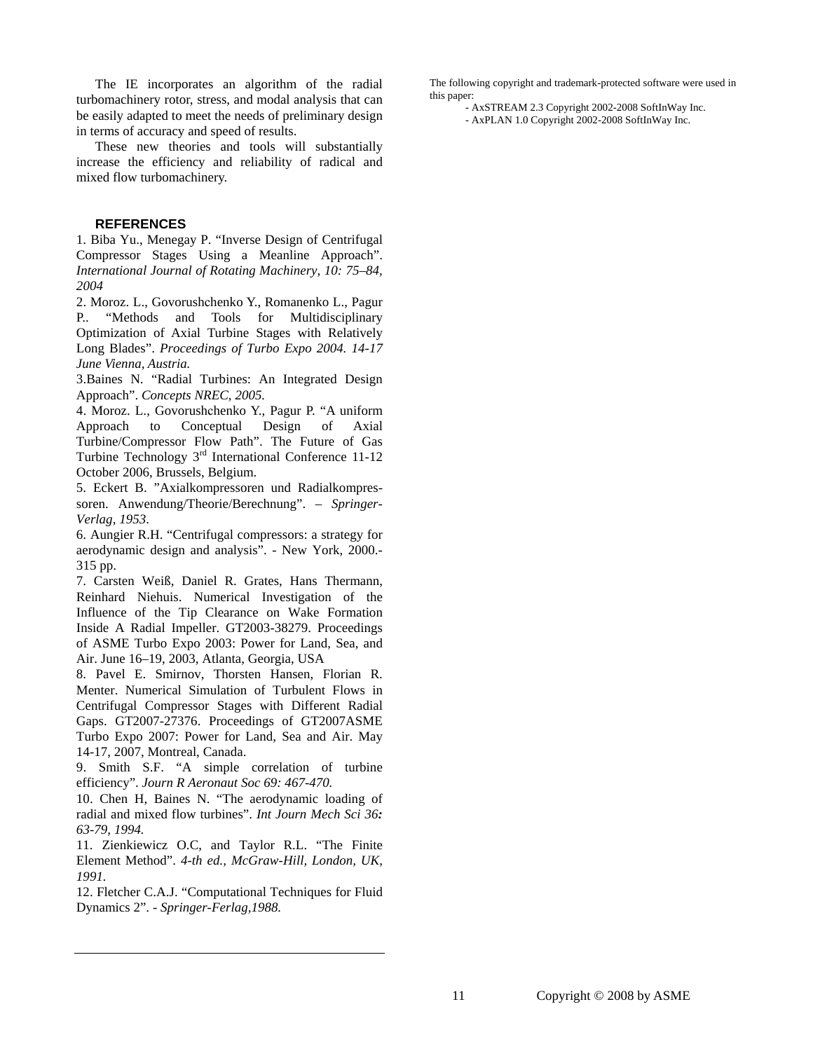The IE incorporates an algorithm of the radial turbomachinery rotor, stress, and modal analysis that can be easily adapted to meet the needs of preliminary design in terms of accuracy and speed of results.

These new theories and tools will substantially increase the efficiency and reliability of radical and mixed flow turbomachinery.

## REFERENCES

1. Biba Yu., Menegay P. "Inverse Design of Centrifugal Compressor Stages Using a Meanline Approach". *International Journal of Rotating Machinery, 10: 75–84, 2004*

2. Moroz. L., Govorushchenko Y., Romanenko L., Pagur P.. "Methods and Tools for Multidisciplinary Optimization of Axial Turbine Stages with Relatively Long Blades". *Proceedings of Turbo Expo 2004. 14-17 June Vienna, Austria.*

3. Baines N. "Radial Turbines: An Integrated Design Approach". *Concepts NREC, 2005.*

4. Moroz. L., Govorushchenko Y., Pagur P. "A uniform Approach to Conceptual Design of Axial Turbine/Compressor Flow Path". The Future of Gas Turbine Technology 3rd International Conference 11-12 October 2006, Brussels, Belgium.

5. Eckert B. "Axialkompressoren und Radialkompressoren. Anwendung/Theorie/Berechnung". – *Springer-Verlag, 1953*.

6. Aungier R.H. "Centrifugal compressors: a strategy for aerodynamic design and analysis". - New York, 2000.- 315 pp.

7. Carsten Weiß, Daniel R. Grates, Hans Thermann, Reinhard Niehuis. Numerical Investigation of the Influence of the Tip Clearance on Wake Formation Inside A Radial Impeller. GT2003-38279. Proceedings of ASME Turbo Expo 2003: Power for Land, Sea, and Air. June 16–19, 2003, Atlanta, Georgia, USA

8. Pavel E. Smirnov, Thorsten Hansen, Florian R. Menter. Numerical Simulation of Turbulent Flows in Centrifugal Compressor Stages with Different Radial Gaps. GT2007-27376. Proceedings of GT2007ASME Turbo Expo 2007: Power for Land, Sea and Air. May 14-17, 2007, Montreal, Canada.

9. Smith S.F. "A simple correlation of turbine efficiency". *Journ R Aeronaut Soc 69: 467-470.*

10. Chen H, Baines N. "The aerodynamic loading of radial and mixed flow turbines". *Int Journ Mech Sci 36: 63-79, 1994.*

11. Zienkiewicz O.C, and Taylor R.L. "The Finite Element Method". *4-th ed., McGraw-Hill, London, UK, 1991.*

12. Fletcher C.A.J. "Computational Techniques for Fluid Dynamics 2". - *Springer-Ferlag,1988.*

The following copyright and trademark-protected software were used in this paper:

- AxSTREAM 2.3 Copyright 2002-2008 SoftInWay Inc.
- AxPLAN 1.0 Copyright 2002-2008 SoftInWay Inc.